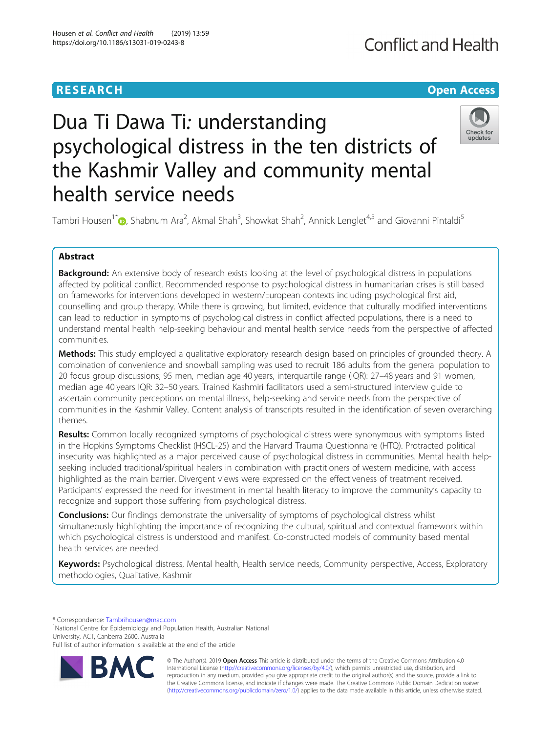RESEARCH

Open Access

# Dua Ti Dawa Ti: understanding psychological distress in the ten districts of the Kashmir Valley and community mental health service needs

Tambri Housen[1*], Shabnum Ara[2], Akmal Shah[3], Showkat Shah[2], Annick Lenglet[4,5] and Giovanni Pintaldi[5]

## Abstract

**Background:** An extensive body of research exists looking at the level of psychological distress in populations affected by political conflict. Recommended response to psychological distress in humanitarian crises is still based on frameworks for interventions developed in western/European contexts including psychological first aid, counselling and group therapy. While there is growing, but limited, evidence that culturally modified interventions can lead to reduction in symptoms of psychological distress in conflict affected populations, there is a need to understand mental health help-seeking behaviour and mental health service needs from the perspective of affected communities.

**Methods:** This study employed a qualitative exploratory research design based on principles of grounded theory. A combination of convenience and snowball sampling was used to recruit 186 adults from the general population to 20 focus group discussions; 95 men, median age 40 years, interquartile range (IQR): 27–48 years and 91 women, median age 40 years IQR: 32–50 years. Trained Kashmiri facilitators used a semi-structured interview guide to ascertain community perceptions on mental illness, help-seeking and service needs from the perspective of communities in the Kashmir Valley. Content analysis of transcripts resulted in the identification of seven overarching themes.

**Results:** Common locally recognized symptoms of psychological distress were synonymous with symptoms listed in the Hopkins Symptoms Checklist (HSCL-25) and the Harvard Trauma Questionnaire (HTQ). Protracted political insecurity was highlighted as a major perceived cause of psychological distress in communities. Mental health help-seeking included traditional/spiritual healers in combination with practitioners of western medicine, with access highlighted as the main barrier. Divergent views were expressed on the effectiveness of treatment received. Participants' expressed the need for investment in mental health literacy to improve the community's capacity to recognize and support those suffering from psychological distress.

**Conclusions:** Our findings demonstrate the universality of symptoms of psychological distress whilst simultaneously highlighting the importance of recognizing the cultural, spiritual and contextual framework within which psychological distress is understood and manifest. Co-constructed models of community based mental health services are needed.

**Keywords:** Psychological distress, Mental health, Health service needs, Community perspective, Access, Exploratory methodologies, Qualitative, Kashmir

---

* Correspondence: Tambrihousen@mac.com

[1]National Centre for Epidemiology and Population Health, Australian National University, ACT, Canberra 2600, Australia

Full list of author information is available at the end of the article

© The Author(s). 2019 **Open Access** This article is distributed under the terms of the Creative Commons Attribution 4.0 International License (http://creativecommons.org/licenses/by/4.0/), which permits unrestricted use, distribution, and reproduction in any medium, provided you give appropriate credit to the original author(s) and the source, provide a link to the Creative Commons license, and indicate if changes were made. The Creative Commons Public Domain Dedication waiver (http://creativecommons.org/publicdomain/zero/1.0/) applies to the data made available in this article, unless otherwise stated.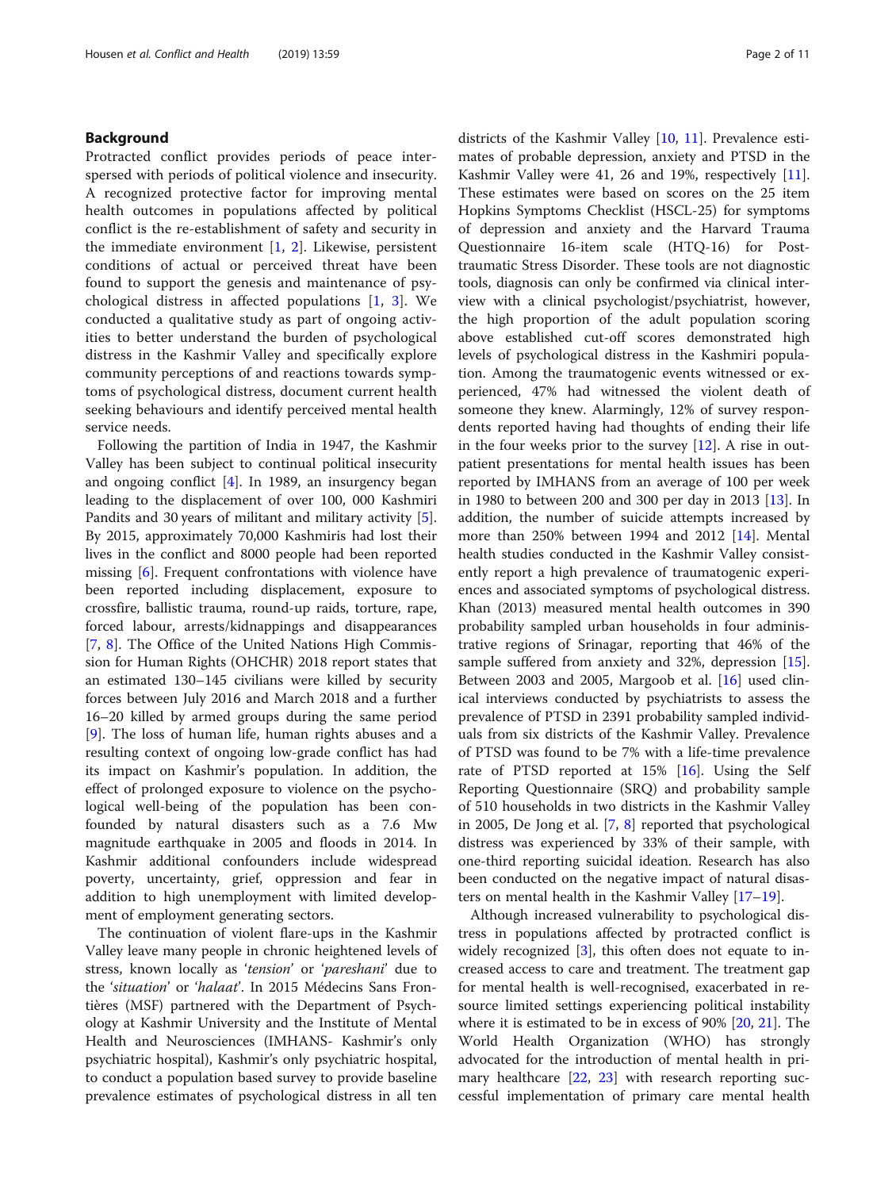## Background

Protracted conflict provides periods of peace interspersed with periods of political violence and insecurity. A recognized protective factor for improving mental health outcomes in populations affected by political conflict is the re-establishment of safety and security in the immediate environment [1, 2]. Likewise, persistent conditions of actual or perceived threat have been found to support the genesis and maintenance of psychological distress in affected populations [1, 3]. We conducted a qualitative study as part of ongoing activities to better understand the burden of psychological distress in the Kashmir Valley and specifically explore community perceptions of and reactions towards symptoms of psychological distress, document current health seeking behaviours and identify perceived mental health service needs.

Following the partition of India in 1947, the Kashmir Valley has been subject to continual political insecurity and ongoing conflict [4]. In 1989, an insurgency began leading to the displacement of over 100, 000 Kashmiri Pandits and 30 years of militant and military activity [5]. By 2015, approximately 70,000 Kashmiris had lost their lives in the conflict and 8000 people had been reported missing [6]. Frequent confrontations with violence have been reported including displacement, exposure to crossfire, ballistic trauma, round-up raids, torture, rape, forced labour, arrests/kidnappings and disappearances [7, 8]. The Office of the United Nations High Commission for Human Rights (OHCHR) 2018 report states that an estimated 130–145 civilians were killed by security forces between July 2016 and March 2018 and a further 16–20 killed by armed groups during the same period [9]. The loss of human life, human rights abuses and a resulting context of ongoing low-grade conflict has had its impact on Kashmir's population. In addition, the effect of prolonged exposure to violence on the psychological well-being of the population has been confounded by natural disasters such as a 7.6 Mw magnitude earthquake in 2005 and floods in 2014. In Kashmir additional confounders include widespread poverty, uncertainty, grief, oppression and fear in addition to high unemployment with limited development of employment generating sectors.

The continuation of violent flare-ups in the Kashmir Valley leave many people in chronic heightened levels of stress, known locally as '*tension*' or '*pareshani*' due to the '*situation*' or '*halaat*'. In 2015 Médecins Sans Frontières (MSF) partnered with the Department of Psychology at Kashmir University and the Institute of Mental Health and Neurosciences (IMHANS- Kashmir's only psychiatric hospital), Kashmir's only psychiatric hospital, to conduct a population based survey to provide baseline prevalence estimates of psychological distress in all ten districts of the Kashmir Valley [10, 11]. Prevalence estimates of probable depression, anxiety and PTSD in the Kashmir Valley were 41, 26 and 19%, respectively [11]. These estimates were based on scores on the 25 item Hopkins Symptoms Checklist (HSCL-25) for symptoms of depression and anxiety and the Harvard Trauma Questionnaire 16-item scale (HTQ-16) for Post-traumatic Stress Disorder. These tools are not diagnostic tools, diagnosis can only be confirmed via clinical interview with a clinical psychologist/psychiatrist, however, the high proportion of the adult population scoring above established cut-off scores demonstrated high levels of psychological distress in the Kashmiri population. Among the traumatogenic events witnessed or experienced, 47% had witnessed the violent death of someone they knew. Alarmingly, 12% of survey respondents reported having had thoughts of ending their life in the four weeks prior to the survey [12]. A rise in outpatient presentations for mental health issues has been reported by IMHANS from an average of 100 per week in 1980 to between 200 and 300 per day in 2013 [13]. In addition, the number of suicide attempts increased by more than 250% between 1994 and 2012 [14]. Mental health studies conducted in the Kashmir Valley consistently report a high prevalence of traumatogenic experiences and associated symptoms of psychological distress. Khan (2013) measured mental health outcomes in 390 probability sampled urban households in four administrative regions of Srinagar, reporting that 46% of the sample suffered from anxiety and 32%, depression [15]. Between 2003 and 2005, Margoob et al. [16] used clinical interviews conducted by psychiatrists to assess the prevalence of PTSD in 2391 probability sampled individuals from six districts of the Kashmir Valley. Prevalence of PTSD was found to be 7% with a life-time prevalence rate of PTSD reported at 15% [16]. Using the Self Reporting Questionnaire (SRQ) and probability sample of 510 households in two districts in the Kashmir Valley in 2005, De Jong et al. [7, 8] reported that psychological distress was experienced by 33% of their sample, with one-third reporting suicidal ideation. Research has also been conducted on the negative impact of natural disasters on mental health in the Kashmir Valley [17–19].

Although increased vulnerability to psychological distress in populations affected by protracted conflict is widely recognized [3], this often does not equate to increased access to care and treatment. The treatment gap for mental health is well-recognised, exacerbated in resource limited settings experiencing political instability where it is estimated to be in excess of 90% [20, 21]. The World Health Organization (WHO) has strongly advocated for the introduction of mental health in primary healthcare [22, 23] with research reporting successful implementation of primary care mental health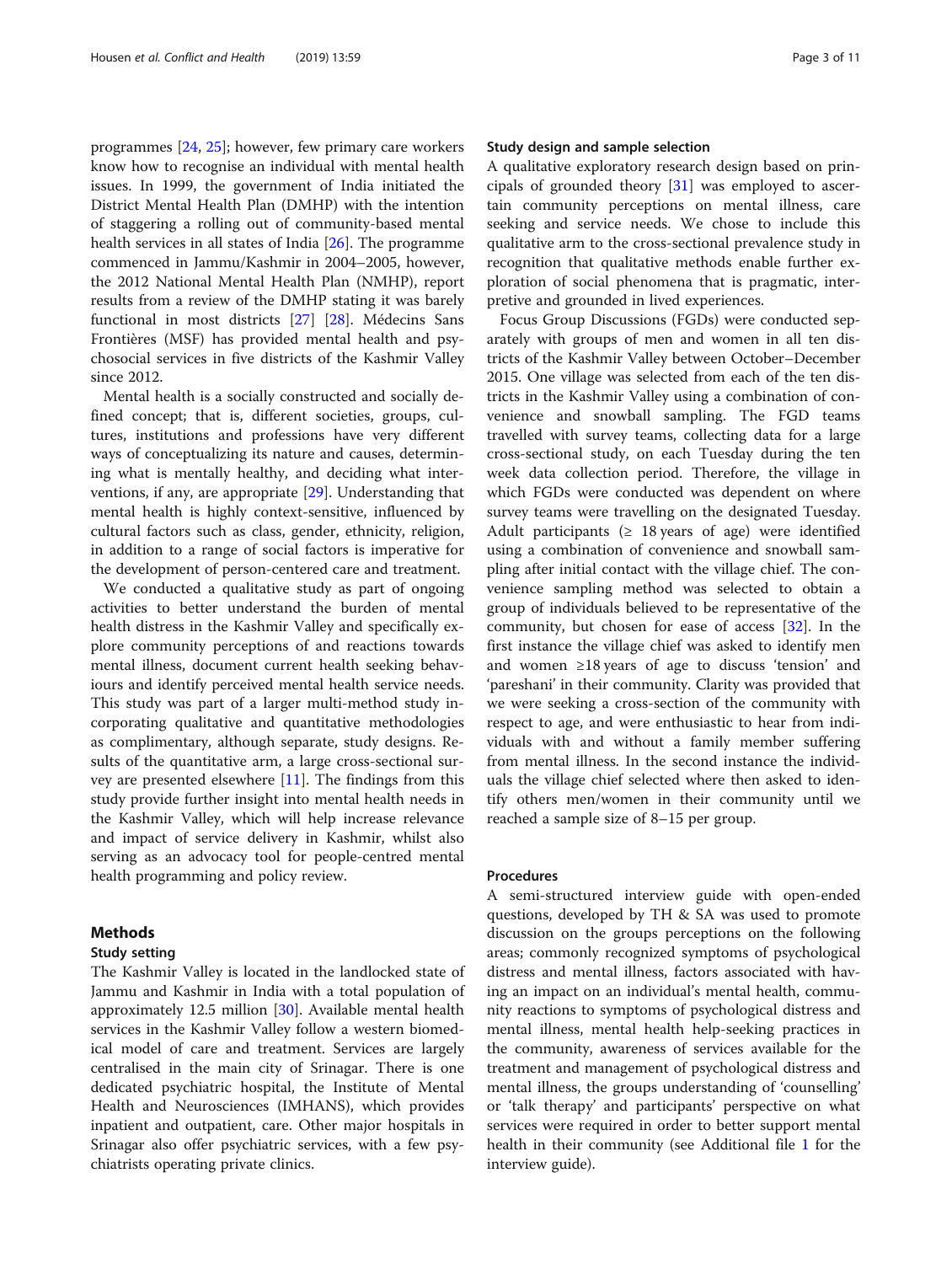programmes [24, 25]; however, few primary care workers know how to recognise an individual with mental health issues. In 1999, the government of India initiated the District Mental Health Plan (DMHP) with the intention of staggering a rolling out of community-based mental health services in all states of India [26]. The programme commenced in Jammu/Kashmir in 2004–2005, however, the 2012 National Mental Health Plan (NMHP), report results from a review of the DMHP stating it was barely functional in most districts [27] [28]. Médecins Sans Frontières (MSF) has provided mental health and psychosocial services in five districts of the Kashmir Valley since 2012.

Mental health is a socially constructed and socially defined concept; that is, different societies, groups, cultures, institutions and professions have very different ways of conceptualizing its nature and causes, determining what is mentally healthy, and deciding what interventions, if any, are appropriate [29]. Understanding that mental health is highly context-sensitive, influenced by cultural factors such as class, gender, ethnicity, religion, in addition to a range of social factors is imperative for the development of person-centered care and treatment.

We conducted a qualitative study as part of ongoing activities to better understand the burden of mental health distress in the Kashmir Valley and specifically explore community perceptions of and reactions towards mental illness, document current health seeking behaviours and identify perceived mental health service needs. This study was part of a larger multi-method study incorporating qualitative and quantitative methodologies as complimentary, although separate, study designs. Results of the quantitative arm, a large cross-sectional survey are presented elsewhere [11]. The findings from this study provide further insight into mental health needs in the Kashmir Valley, which will help increase relevance and impact of service delivery in Kashmir, whilst also serving as an advocacy tool for people-centred mental health programming and policy review.

## Methods

### Study setting

The Kashmir Valley is located in the landlocked state of Jammu and Kashmir in India with a total population of approximately 12.5 million [30]. Available mental health services in the Kashmir Valley follow a western biomedical model of care and treatment. Services are largely centralised in the main city of Srinagar. There is one dedicated psychiatric hospital, the Institute of Mental Health and Neurosciences (IMHANS), which provides inpatient and outpatient, care. Other major hospitals in Srinagar also offer psychiatric services, with a few psychiatrists operating private clinics.

### Study design and sample selection

A qualitative exploratory research design based on principals of grounded theory [31] was employed to ascertain community perceptions on mental illness, care seeking and service needs. We chose to include this qualitative arm to the cross-sectional prevalence study in recognition that qualitative methods enable further exploration of social phenomena that is pragmatic, interpretive and grounded in lived experiences.

Focus Group Discussions (FGDs) were conducted separately with groups of men and women in all ten districts of the Kashmir Valley between October–December 2015. One village was selected from each of the ten districts in the Kashmir Valley using a combination of convenience and snowball sampling. The FGD teams travelled with survey teams, collecting data for a large cross-sectional study, on each Tuesday during the ten week data collection period. Therefore, the village in which FGDs were conducted was dependent on where survey teams were travelling on the designated Tuesday. Adult participants (≥ 18 years of age) were identified using a combination of convenience and snowball sampling after initial contact with the village chief. The convenience sampling method was selected to obtain a group of individuals believed to be representative of the community, but chosen for ease of access [32]. In the first instance the village chief was asked to identify men and women ≥18 years of age to discuss 'tension' and 'pareshani' in their community. Clarity was provided that we were seeking a cross-section of the community with respect to age, and were enthusiastic to hear from individuals with and without a family member suffering from mental illness. In the second instance the individuals the village chief selected where then asked to identify others men/women in their community until we reached a sample size of 8–15 per group.

### Procedures

A semi-structured interview guide with open-ended questions, developed by TH & SA was used to promote discussion on the groups perceptions on the following areas; commonly recognized symptoms of psychological distress and mental illness, factors associated with having an impact on an individual's mental health, community reactions to symptoms of psychological distress and mental illness, mental health help-seeking practices in the community, awareness of services available for the treatment and management of psychological distress and mental illness, the groups understanding of 'counselling' or 'talk therapy' and participants' perspective on what services were required in order to better support mental health in their community (see Additional file 1 for the interview guide).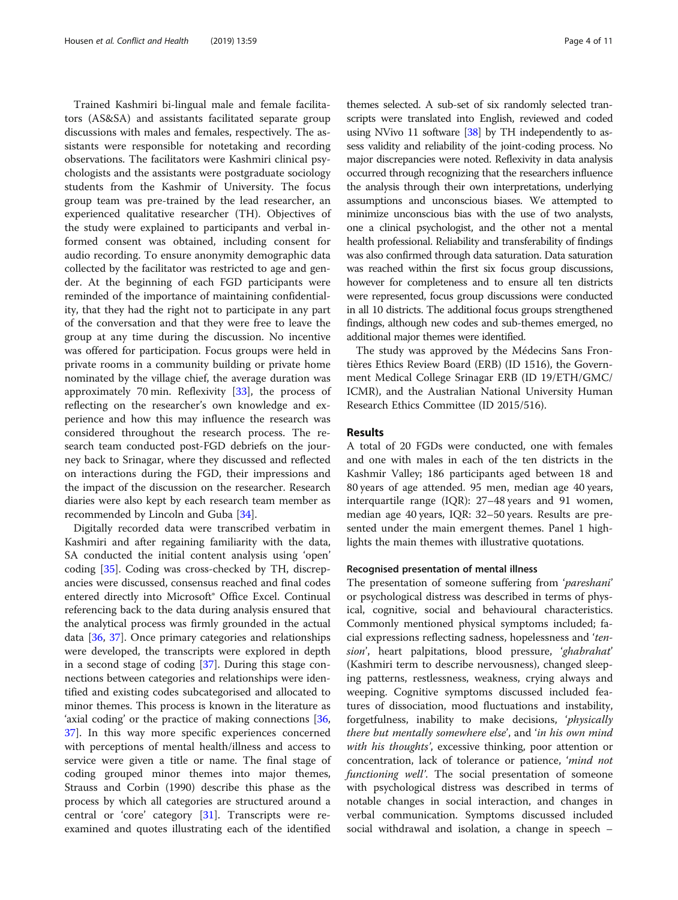Trained Kashmiri bi-lingual male and female facilitators (AS&SA) and assistants facilitated separate group discussions with males and females, respectively. The assistants were responsible for notetaking and recording observations. The facilitators were Kashmiri clinical psychologists and the assistants were postgraduate sociology students from the Kashmir of University. The focus group team was pre-trained by the lead researcher, an experienced qualitative researcher (TH). Objectives of the study were explained to participants and verbal informed consent was obtained, including consent for audio recording. To ensure anonymity demographic data collected by the facilitator was restricted to age and gender. At the beginning of each FGD participants were reminded of the importance of maintaining confidentiality, that they had the right not to participate in any part of the conversation and that they were free to leave the group at any time during the discussion. No incentive was offered for participation. Focus groups were held in private rooms in a community building or private home nominated by the village chief, the average duration was approximately 70 min. Reflexivity [33], the process of reflecting on the researcher's own knowledge and experience and how this may influence the research was considered throughout the research process. The research team conducted post-FGD debriefs on the journey back to Srinagar, where they discussed and reflected on interactions during the FGD, their impressions and the impact of the discussion on the researcher. Research diaries were also kept by each research team member as recommended by Lincoln and Guba [34].

Digitally recorded data were transcribed verbatim in Kashmiri and after regaining familiarity with the data, SA conducted the initial content analysis using 'open' coding [35]. Coding was cross-checked by TH, discrepancies were discussed, consensus reached and final codes entered directly into Microsoft® Office Excel. Continual referencing back to the data during analysis ensured that the analytical process was firmly grounded in the actual data [36, 37]. Once primary categories and relationships were developed, the transcripts were explored in depth in a second stage of coding [37]. During this stage connections between categories and relationships were identified and existing codes subcategorised and allocated to minor themes. This process is known in the literature as 'axial coding' or the practice of making connections [36, 37]. In this way more specific experiences concerned with perceptions of mental health/illness and access to service were given a title or name. The final stage of coding grouped minor themes into major themes, Strauss and Corbin (1990) describe this phase as the process by which all categories are structured around a central or 'core' category [31]. Transcripts were reexamined and quotes illustrating each of the identified themes selected. A sub-set of six randomly selected transcripts were translated into English, reviewed and coded using NVivo 11 software [38] by TH independently to assess validity and reliability of the joint-coding process. No major discrepancies were noted. Reflexivity in data analysis occurred through recognizing that the researchers influence the analysis through their own interpretations, underlying assumptions and unconscious biases. We attempted to minimize unconscious bias with the use of two analysts, one a clinical psychologist, and the other not a mental health professional. Reliability and transferability of findings was also confirmed through data saturation. Data saturation was reached within the first six focus group discussions, however for completeness and to ensure all ten districts were represented, focus group discussions were conducted in all 10 districts. The additional focus groups strengthened findings, although new codes and sub-themes emerged, no additional major themes were identified.

The study was approved by the Médecins Sans Frontières Ethics Review Board (ERB) (ID 1516), the Government Medical College Srinagar ERB (ID 19/ETH/GMC/ICMR), and the Australian National University Human Research Ethics Committee (ID 2015/516).

## Results

A total of 20 FGDs were conducted, one with females and one with males in each of the ten districts in the Kashmir Valley; 186 participants aged between 18 and 80 years of age attended. 95 men, median age 40 years, interquartile range (IQR): 27–48 years and 91 women, median age 40 years, IQR: 32–50 years. Results are presented under the main emergent themes. Panel 1 highlights the main themes with illustrative quotations.

### Recognised presentation of mental illness

The presentation of someone suffering from '*pareshani*' or psychological distress was described in terms of physical, cognitive, social and behavioural characteristics. Commonly mentioned physical symptoms included; facial expressions reflecting sadness, hopelessness and '*tension*', heart palpitations, blood pressure, '*ghabrahat*' (Kashmiri term to describe nervousness), changed sleeping patterns, restlessness, weakness, crying always and weeping. Cognitive symptoms discussed included features of dissociation, mood fluctuations and instability, forgetfulness, inability to make decisions, '*physically there but mentally somewhere else*', and '*in his own mind with his thoughts*', excessive thinking, poor attention or concentration, lack of tolerance or patience, '*mind not functioning well*'. The social presentation of someone with psychological distress was described in terms of notable changes in social interaction, and changes in verbal communication. Symptoms discussed included social withdrawal and isolation, a change in speech –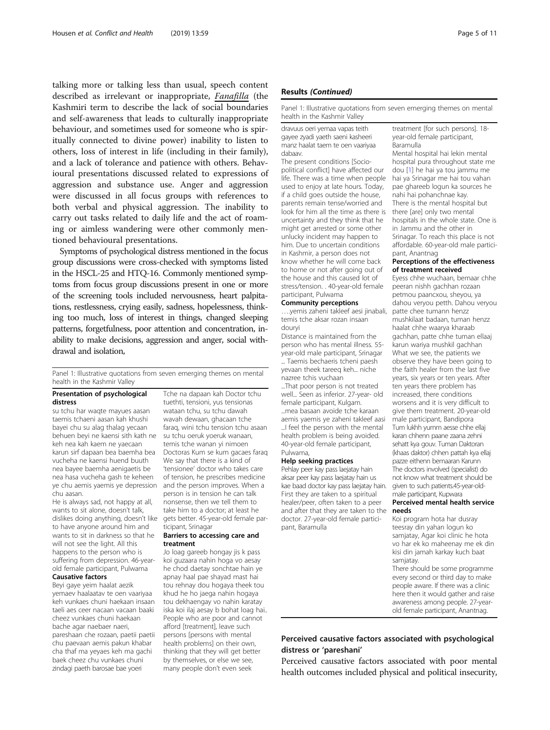talking more or talking less than usual, speech content described as irrelevant or inappropriate, *Fanafilla* (the Kashmiri term to describe the lack of social boundaries and self-awareness that leads to culturally inappropriate behaviour, and sometimes used for someone who is spiritually connected to divine power) inability to listen to others, loss of interest in life (including in their family), and a lack of tolerance and patience with others. Behavioural presentations discussed related to expressions of aggression and substance use. Anger and aggression were discussed in all focus groups with references to both verbal and physical aggression. The inability to carry out tasks related to daily life and the act of roaming or aimless wandering were other commonly mentioned behavioural presentations.

Symptoms of psychological distress mentioned in the focus group discussions were cross-checked with symptoms listed in the HSCL-25 and HTQ-16. Commonly mentioned symptoms from focus group discussions present in one or more of the screening tools included nervousness, heart palpitations, restlessness, crying easily, sadness, hopelessness, thinking too much, loss of interest in things, changed sleeping patterns, forgetfulness, poor attention and concentration, inability to make decisions, aggression and anger, social withdrawal and isolation,

Panel 1: Illustrative quotations from seven emerging themes on mental health in the Kashmir Valley

**Presentation of psychological distress**

su tchu har waqte mayues aasan taemis tchaeni aasan kah khushi bayei chu su alag thalag yecaan behuen beyi ne kaensi sith kath ne keh nea kah kaem ne yaecaan karun sirf dapaan bea baemha bea vucheha ne kaensi huend buuth nea bayee baemha aenigaetis be nea hasa vucheha gash te keheen ye chu aemis yaemis ye depression chu aasan.

He is always sad, not happy at all, wants to sit alone, doesn't talk, dislikes doing anything, doesn't like to have anyone around him and wants to sit in darkness so that he will not see the light. All this happens to the person who is suffering from depression. 46-year-old female participant, Pulwama

**Causative factors**

Beyi gaye yeim haalat aezik yemaev haalaatav te oen vaariyaa keh vunkaes chuni haekaan insaan taeli aes ceer nacaan vacaan baaki cheez vunkaes chuni haekaan bache agar naebaer naeri, pareshaan che rozaan, paetii paetii chu paevaan aemis pakun khabar cha thaf ma yeyaes keh ma gachi baek cheez chu vunkaes chuni zindagi paeth barosae bae yoeri dravuus oeri yemaa vapas teith gayee zyadi yaeth saeni kasheeri manz haalat taem te oen vaariyaa dabaav.

The present conditions [Socio-political conflict] have affected our life. There was a time when people used to enjoy at late hours. Today, if a child goes outside the house, parents remain tense/worried and look for him all the time as there is uncertainty and they think that he might get arrested or some other unlucky incident may happen to him. Due to uncertain conditions in Kashmir, a person does not know whether he will come back to home or not after going out of the house and this caused lot of stress/tension. . 40-year-old female participant, Pulwama

**Community perceptions**

….yemis zaheni takleef aesi jinabali, temis tche aksar rozan insaan douryi

Distance is maintained from the person who has mental illness. 55-year-old male participant, Srinagar

... Taemis bechaeris tcheni paesh yevaan theek tareeq keh... niche nazree tchis vuchaan

...That poor person is not treated well... Seen as inferior. 27-year- old female participant, Kulgam.

...mea basaan avoide tche karaan aemis yaemis ye zaheni takleef aasi

...I feel the person with the mental health problem is being avoided. 40-year-old female participant, Pulwama,

**Help seeking practices**

Pehlay peer kay pass laejatay hain aksar peer kay pass laejatay hain us kae baad doctor kay pass laejatay hain.

First they are taken to a spiritual healer/peer, often taken to a peer and after that they are taken to the doctor. 27-year-old female participant, Baramulla

Tche na dapaan kah Doctor tchu tuethti, tensioni, yus tensionas wataan tchu, su tchu dawah wavah dewaan, ghacaan tche faraq, wini tchu tension tchu asaan su tchu oeruk yoeruk wanaan, temis tche wanan yi nimoen Doctoras Kum se kum gacaes faraq

We say that there is a kind of 'tensionee' doctor who takes care of tension, he prescribes medicine and the person improves. When a person is in tension he can talk nonsense, then we tell them to take him to a doctor; at least he gets better. 45-year-old female participant, Srinagar

**Barriers to accessing care and treatment**

Jo loag gareeb hongay jis k pass koi guzaara nahin hoga vo aesay he chod daetay sonchtae hain ye apnay haal pae shayad mast hai tou rehnay dou hogaya theek tou khud he ho jaega nahin hogaya tou dekhaengay vo nahin karatay iska koi ilaj aesay b bohat loag hai..

People who are poor and cannot afford [treatment], leave such persons [persons with mental health problems] on their own, thinking that they will get better by themselves, or else we see, many people don't even seek treatment [for such persons]. 18-year-old female participant, Baramulla

Mental hospital hai lekin mental hospital pura throughout state me dou [1] he hai ya tou jammu me hai ya Srinagar me hai tou vahan pae ghareeb logun ka sources he nahi hai pohanchnae kay.

There is the mental hospital but there [are] only two mental hospitals in the whole state. One is in Jammu and the other in Srinagar. To reach this place is not affordable. 60-year-old male participant, Anantnag

**Perceptions of the effectiveness of treatment received**

Eyess chhe wuchaan, bemaar chhe peeran nishh gachhan rozaan petmou paancxou, sheyou, ya dahou veryou petth. Dahou veryou patte chee tumann henzz mushkilaat badaan, tuman henzz haalat chhe waarya kharaab gachhan, patte chhe tuman ellaaj karun wariya mushkil gachhan

What we see, the patients we observe they have been going to the faith healer from the last five years, six years or ten years. After ten years there problem has increased, there conditions worsens and it is very difficult to give them treatment. 20-year-old male participant, Bandipora

Tum lukhh yumm aesse chhe ellaj karan chhenn paane zaana zehni sehatt kya gouv. Tuman Daktoran (khaas daktor) chhen pattah kya ellaj pazze eithenn bemaaran Karunn

The doctors involved (specialist) do not know what treatment should be given to such patients.45-year-old-male participant, Kupwara

**Perceived mental health service needs**

Koi program hota har dusray teesray din yahan logun ko samjatay, Agar koi clinic he hota vo har ek ko maheenay me ek din kisi din jamah karkay kuch baat samjatay.

There should be some programme every second or third day to make people aware. If there was a clinic here then it would gather and raise awareness among people. 27-year-old female participant, Anantnag.

## Perceived causative factors associated with psychological distress or 'pareshani'

Perceived causative factors associated with poor mental health outcomes included physical and political insecurity,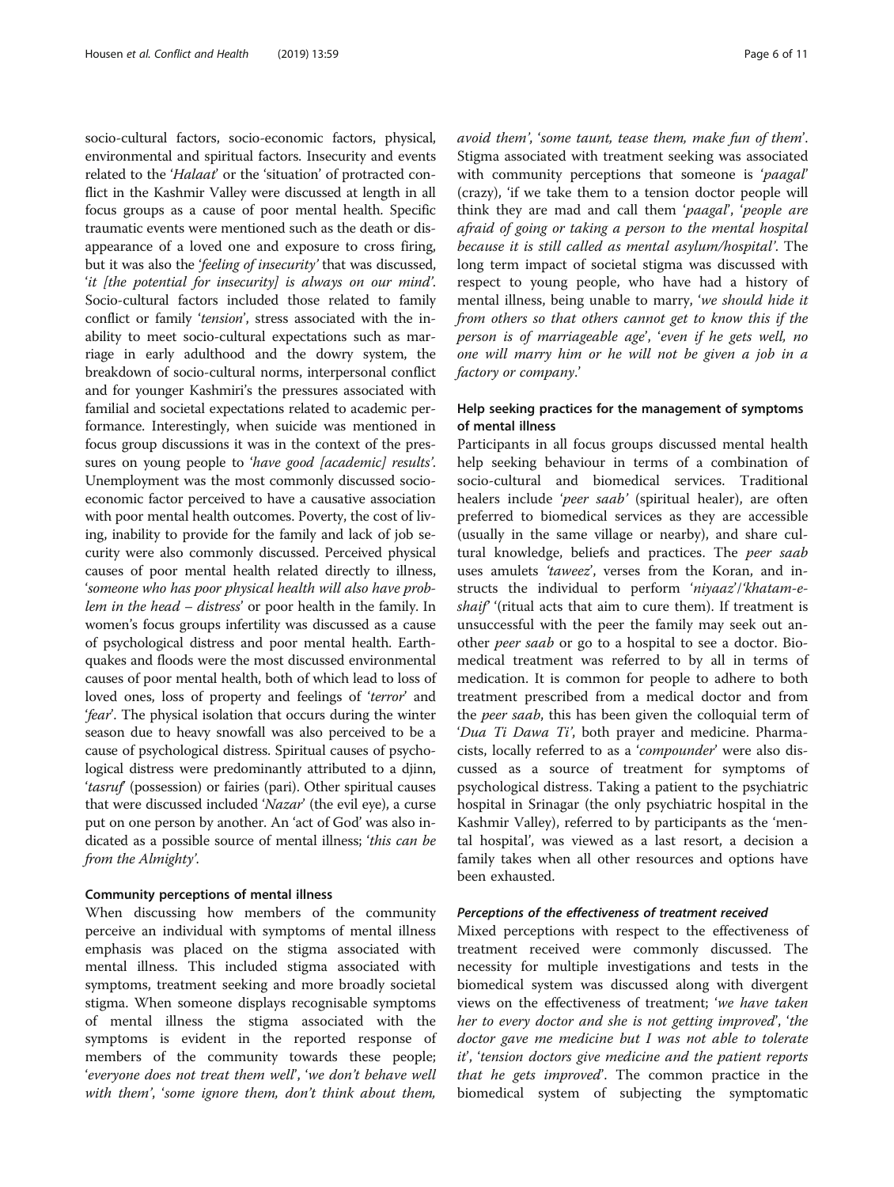socio-cultural factors, socio-economic factors, physical, environmental and spiritual factors. Insecurity and events related to the '*Halaat*' or the 'situation' of protracted conflict in the Kashmir Valley were discussed at length in all focus groups as a cause of poor mental health. Specific traumatic events were mentioned such as the death or disappearance of a loved one and exposure to cross firing, but it was also the '*feeling of insecurity*' that was discussed, '*it [the potential for insecurity] is always on our mind*'. Socio-cultural factors included those related to family conflict or family '*tension*', stress associated with the inability to meet socio-cultural expectations such as marriage in early adulthood and the dowry system, the breakdown of socio-cultural norms, interpersonal conflict and for younger Kashmiri's the pressures associated with familial and societal expectations related to academic performance. Interestingly, when suicide was mentioned in focus group discussions it was in the context of the pressures on young people to '*have good [academic] results*'. Unemployment was the most commonly discussed socio-economic factor perceived to have a causative association with poor mental health outcomes. Poverty, the cost of living, inability to provide for the family and lack of job security were also commonly discussed. Perceived physical causes of poor mental health related directly to illness, '*someone who has poor physical health will also have problem in the head – distress*' or poor health in the family. In women's focus groups infertility was discussed as a cause of psychological distress and poor mental health. Earthquakes and floods were the most discussed environmental causes of poor mental health, both of which lead to loss of loved ones, loss of property and feelings of '*terror*' and '*fear*'. The physical isolation that occurs during the winter season due to heavy snowfall was also perceived to be a cause of psychological distress. Spiritual causes of psychological distress were predominantly attributed to a djinn, '*tasruf*' (possession) or fairies (pari). Other spiritual causes that were discussed included '*Nazar*' (the evil eye), a curse put on one person by another. An 'act of God' was also indicated as a possible source of mental illness; '*this can be from the Almighty*'.

## Community perceptions of mental illness

When discussing how members of the community perceive an individual with symptoms of mental illness emphasis was placed on the stigma associated with mental illness. This included stigma associated with symptoms, treatment seeking and more broadly societal stigma. When someone displays recognisable symptoms of mental illness the stigma associated with the symptoms is evident in the reported response of members of the community towards these people; '*everyone does not treat them well*', '*we don't behave well with them*', '*some ignore them, don't think about them, avoid them*', '*some taunt, tease them, make fun of them*'. Stigma associated with treatment seeking was associated with community perceptions that someone is '*paagal*' (crazy), 'if we take them to a tension doctor people will think they are mad and call them '*paagal*', '*people are afraid of going or taking a person to the mental hospital because it is still called as mental asylum/hospital*'. The long term impact of societal stigma was discussed with respect to young people, who have had a history of mental illness, being unable to marry, '*we should hide it from others so that others cannot get to know this if the person is of marriageable age*', '*even if he gets well, no one will marry him or he will not be given a job in a factory or company*.'

## Help seeking practices for the management of symptoms of mental illness

Participants in all focus groups discussed mental health help seeking behaviour in terms of a combination of socio-cultural and biomedical services. Traditional healers include '*peer saab*' (spiritual healer), are often preferred to biomedical services as they are accessible (usually in the same village or nearby), and share cultural knowledge, beliefs and practices. The *peer saab* uses amulets '*taweez*', verses from the Koran, and instructs the individual to perform '*niyaaz*'/'*khatam-e-shaif*' '(ritual acts that aim to cure them). If treatment is unsuccessful with the peer the family may seek out another *peer saab* or go to a hospital to see a doctor. Biomedical treatment was referred to by all in terms of medication. It is common for people to adhere to both treatment prescribed from a medical doctor and from the *peer saab*, this has been given the colloquial term of '*Dua Ti Dawa Ti*', both prayer and medicine. Pharmacists, locally referred to as a '*compounder*' were also discussed as a source of treatment for symptoms of psychological distress. Taking a patient to the psychiatric hospital in Srinagar (the only psychiatric hospital in the Kashmir Valley), referred to by participants as the 'mental hospital', was viewed as a last resort, a decision a family takes when all other resources and options have been exhausted.

### *Perceptions of the effectiveness of treatment received*

Mixed perceptions with respect to the effectiveness of treatment received were commonly discussed. The necessity for multiple investigations and tests in the biomedical system was discussed along with divergent views on the effectiveness of treatment; '*we have taken her to every doctor and she is not getting improved*', '*the doctor gave me medicine but I was not able to tolerate it*', '*tension doctors give medicine and the patient reports that he gets improved*'. The common practice in the biomedical system of subjecting the symptomatic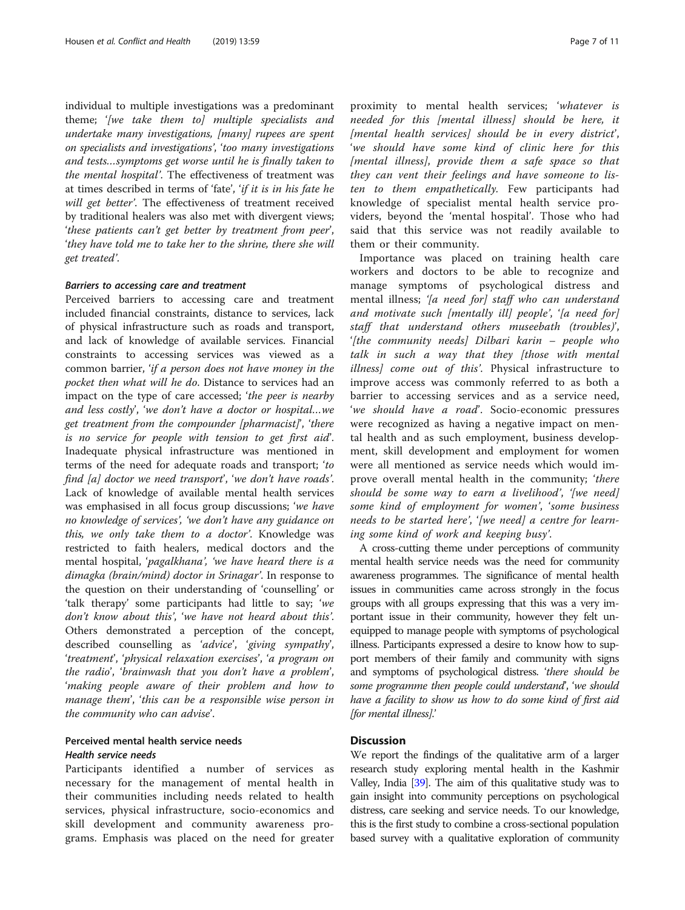individual to multiple investigations was a predominant theme; *'[we take them to] multiple specialists and undertake many investigations, [many] rupees are spent on specialists and investigations'*, *'too many investigations and tests…symptoms get worse until he is finally taken to the mental hospital'*. The effectiveness of treatment was at times described in terms of 'fate', *'if it is in his fate he will get better'*. The effectiveness of treatment received by traditional healers was also met with divergent views; *'these patients can't get better by treatment from peer'*, *'they have told me to take her to the shrine, there she will get treated'*.

#### Barriers to accessing care and treatment

Perceived barriers to accessing care and treatment included financial constraints, distance to services, lack of physical infrastructure such as roads and transport, and lack of knowledge of available services. Financial constraints to accessing services was viewed as a common barrier, *'if a person does not have money in the pocket then what will he do*. Distance to services had an impact on the type of care accessed; *'the peer is nearby and less costly'*, *'we don't have a doctor or hospital…we get treatment from the compounder [pharmacist]'*, *'there is no service for people with tension to get first aid'*. Inadequate physical infrastructure was mentioned in terms of the need for adequate roads and transport; *'to find [a] doctor we need transport'*, *'we don't have roads'*. Lack of knowledge of available mental health services was emphasised in all focus group discussions; *'we have no knowledge of services', 'we don't have any guidance on this, we only take them to a doctor'*. Knowledge was restricted to faith healers, medical doctors and the mental hospital, *'pagalkhana', 'we have heard there is a dimagka (brain/mind) doctor in Srinagar'*. In response to the question on their understanding of 'counselling' or 'talk therapy' some participants had little to say; *'we don't know about this'*, *'we have not heard about this'*. Others demonstrated a perception of the concept, described counselling as *'advice'*, *'giving sympathy'*, *'treatment'*, *'physical relaxation exercises'*, *'a program on the radio'*, *'brainwash that you don't have a problem'*, *'making people aware of their problem and how to manage them'*, *'this can be a responsible wise person in the community who can advise'*.

### Perceived mental health service needs

#### Health service needs

Participants identified a number of services as necessary for the management of mental health in their communities including needs related to health services, physical infrastructure, socio-economics and skill development and community awareness programs. Emphasis was placed on the need for greater proximity to mental health services; *'whatever is needed for this [mental illness] should be here, it [mental health services] should be in every district'*, *'we should have some kind of clinic here for this [mental illness], provide them a safe space so that they can vent their feelings and have someone to listen to them empathetically.* Few participants had knowledge of specialist mental health service providers, beyond the 'mental hospital'. Those who had said that this service was not readily available to them or their community.

Importance was placed on training health care workers and doctors to be able to recognize and manage symptoms of psychological distress and mental illness; *'[a need for] staff who can understand and motivate such [mentally ill] people'*, *'[a need for] staff that understand others museebath (troubles)'*, *'[the community needs] Dilbari karin – people who talk in such a way that they [those with mental illness] come out of this'*. Physical infrastructure to improve access was commonly referred to as both a barrier to accessing services and as a service need, *'we should have a road'*. Socio-economic pressures were recognized as having a negative impact on mental health and as such employment, business development, skill development and employment for women were all mentioned as service needs which would improve overall mental health in the community; *'there should be some way to earn a livelihood'*, *'[we need] some kind of employment for women'*, *'some business needs to be started here'*, *'[we need] a centre for learning some kind of work and keeping busy'*.

A cross-cutting theme under perceptions of community mental health service needs was the need for community awareness programmes. The significance of mental health issues in communities came across strongly in the focus groups with all groups expressing that this was a very important issue in their community, however they felt unequipped to manage people with symptoms of psychological illness. Participants expressed a desire to know how to support members of their family and community with signs and symptoms of psychological distress. *'there should be some programme then people could understand'*, *'we should have a facility to show us how to do some kind of first aid [for mental illness].'*

## Discussion

We report the findings of the qualitative arm of a larger research study exploring mental health in the Kashmir Valley, India [39]. The aim of this qualitative study was to gain insight into community perceptions on psychological distress, care seeking and service needs. To our knowledge, this is the first study to combine a cross-sectional population based survey with a qualitative exploration of community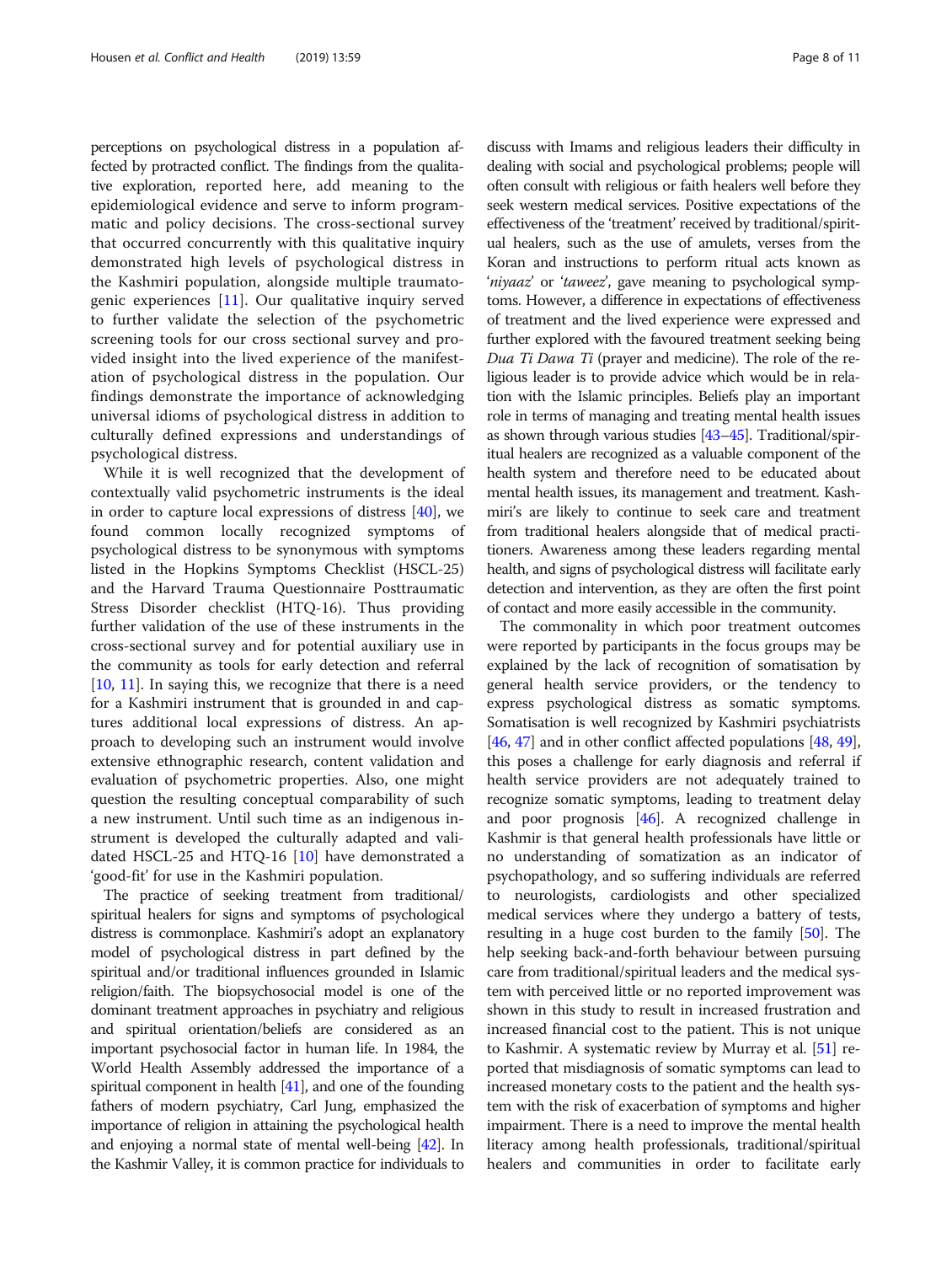perceptions on psychological distress in a population affected by protracted conflict. The findings from the qualitative exploration, reported here, add meaning to the epidemiological evidence and serve to inform programmatic and policy decisions. The cross-sectional survey that occurred concurrently with this qualitative inquiry demonstrated high levels of psychological distress in the Kashmiri population, alongside multiple traumatogenic experiences [11]. Our qualitative inquiry served to further validate the selection of the psychometric screening tools for our cross sectional survey and provided insight into the lived experience of the manifestation of psychological distress in the population. Our findings demonstrate the importance of acknowledging universal idioms of psychological distress in addition to culturally defined expressions and understandings of psychological distress.

While it is well recognized that the development of contextually valid psychometric instruments is the ideal in order to capture local expressions of distress [40], we found common locally recognized symptoms of psychological distress to be synonymous with symptoms listed in the Hopkins Symptoms Checklist (HSCL-25) and the Harvard Trauma Questionnaire Posttraumatic Stress Disorder checklist (HTQ-16). Thus providing further validation of the use of these instruments in the cross-sectional survey and for potential auxiliary use in the community as tools for early detection and referral [10, 11]. In saying this, we recognize that there is a need for a Kashmiri instrument that is grounded in and captures additional local expressions of distress. An approach to developing such an instrument would involve extensive ethnographic research, content validation and evaluation of psychometric properties. Also, one might question the resulting conceptual comparability of such a new instrument. Until such time as an indigenous instrument is developed the culturally adapted and validated HSCL-25 and HTQ-16 [10] have demonstrated a 'good-fit' for use in the Kashmiri population.

The practice of seeking treatment from traditional/spiritual healers for signs and symptoms of psychological distress is commonplace. Kashmiri's adopt an explanatory model of psychological distress in part defined by the spiritual and/or traditional influences grounded in Islamic religion/faith. The biopsychosocial model is one of the dominant treatment approaches in psychiatry and religious and spiritual orientation/beliefs are considered as an important psychosocial factor in human life. In 1984, the World Health Assembly addressed the importance of a spiritual component in health [41], and one of the founding fathers of modern psychiatry, Carl Jung, emphasized the importance of religion in attaining the psychological health and enjoying a normal state of mental well-being [42]. In the Kashmir Valley, it is common practice for individuals to discuss with Imams and religious leaders their difficulty in dealing with social and psychological problems; people will often consult with religious or faith healers well before they seek western medical services. Positive expectations of the effectiveness of the 'treatment' received by traditional/spiritual healers, such as the use of amulets, verses from the Koran and instructions to perform ritual acts known as '*niyaaz*' or '*taweez*', gave meaning to psychological symptoms. However, a difference in expectations of effectiveness of treatment and the lived experience were expressed and further explored with the favoured treatment seeking being *Dua Ti Dawa Ti* (prayer and medicine). The role of the religious leader is to provide advice which would be in relation with the Islamic principles. Beliefs play an important role in terms of managing and treating mental health issues as shown through various studies [43–45]. Traditional/spiritual healers are recognized as a valuable component of the health system and therefore need to be educated about mental health issues, its management and treatment. Kashmiri's are likely to continue to seek care and treatment from traditional healers alongside that of medical practitioners. Awareness among these leaders regarding mental health, and signs of psychological distress will facilitate early detection and intervention, as they are often the first point of contact and more easily accessible in the community.

The commonality in which poor treatment outcomes were reported by participants in the focus groups may be explained by the lack of recognition of somatisation by general health service providers, or the tendency to express psychological distress as somatic symptoms. Somatisation is well recognized by Kashmiri psychiatrists [46, 47] and in other conflict affected populations [48, 49], this poses a challenge for early diagnosis and referral if health service providers are not adequately trained to recognize somatic symptoms, leading to treatment delay and poor prognosis [46]. A recognized challenge in Kashmir is that general health professionals have little or no understanding of somatization as an indicator of psychopathology, and so suffering individuals are referred to neurologists, cardiologists and other specialized medical services where they undergo a battery of tests, resulting in a huge cost burden to the family [50]. The help seeking back-and-forth behaviour between pursuing care from traditional/spiritual leaders and the medical system with perceived little or no reported improvement was shown in this study to result in increased frustration and increased financial cost to the patient. This is not unique to Kashmir. A systematic review by Murray et al. [51] reported that misdiagnosis of somatic symptoms can lead to increased monetary costs to the patient and the health system with the risk of exacerbation of symptoms and higher impairment. There is a need to improve the mental health literacy among health professionals, traditional/spiritual healers and communities in order to facilitate early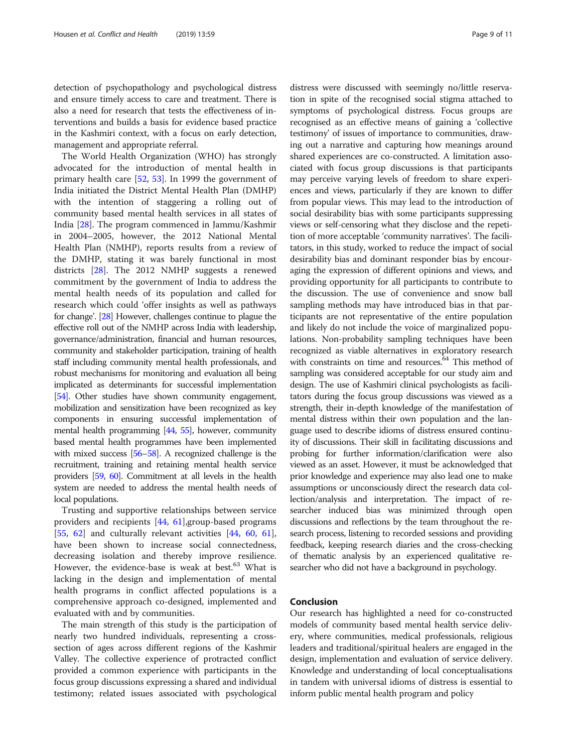detection of psychopathology and psychological distress and ensure timely access to care and treatment. There is also a need for research that tests the effectiveness of interventions and builds a basis for evidence based practice in the Kashmiri context, with a focus on early detection, management and appropriate referral.

The World Health Organization (WHO) has strongly advocated for the introduction of mental health in primary health care [52, 53]. In 1999 the government of India initiated the District Mental Health Plan (DMHP) with the intention of staggering a rolling out of community based mental health services in all states of India [28]. The program commenced in Jammu/Kashmir in 2004–2005, however, the 2012 National Mental Health Plan (NMHP), reports results from a review of the DMHP, stating it was barely functional in most districts [28]. The 2012 NMHP suggests a renewed commitment by the government of India to address the mental health needs of its population and called for research which could 'offer insights as well as pathways for change'. [28] However, challenges continue to plague the effective roll out of the NMHP across India with leadership, governance/administration, financial and human resources, community and stakeholder participation, training of health staff including community mental health professionals, and robust mechanisms for monitoring and evaluation all being implicated as determinants for successful implementation [54]. Other studies have shown community engagement, mobilization and sensitization have been recognized as key components in ensuring successful implementation of mental health programming [44, 55], however, community based mental health programmes have been implemented with mixed success [56–58]. A recognized challenge is the recruitment, training and retaining mental health service providers [59, 60]. Commitment at all levels in the health system are needed to address the mental health needs of local populations.

Trusting and supportive relationships between service providers and recipients [44, 61],group-based programs [55, 62] and culturally relevant activities [44, 60, 61], have been shown to increase social connectedness, decreasing isolation and thereby improve resilience. However, the evidence-base is weak at best.[63] What is lacking in the design and implementation of mental health programs in conflict affected populations is a comprehensive approach co-designed, implemented and evaluated with and by communities.

The main strength of this study is the participation of nearly two hundred individuals, representing a cross-section of ages across different regions of the Kashmir Valley. The collective experience of protracted conflict provided a common experience with participants in the focus group discussions expressing a shared and individual testimony; related issues associated with psychological distress were discussed with seemingly no/little reservation in spite of the recognised social stigma attached to symptoms of psychological distress. Focus groups are recognised as an effective means of gaining a 'collective testimony' of issues of importance to communities, drawing out a narrative and capturing how meanings around shared experiences are co-constructed. A limitation associated with focus group discussions is that participants may perceive varying levels of freedom to share experiences and views, particularly if they are known to differ from popular views. This may lead to the introduction of social desirability bias with some participants suppressing views or self-censoring what they disclose and the repetition of more acceptable 'community narratives'. The facilitators, in this study, worked to reduce the impact of social desirability bias and dominant responder bias by encouraging the expression of different opinions and views, and providing opportunity for all participants to contribute to the discussion. The use of convenience and snow ball sampling methods may have introduced bias in that participants are not representative of the entire population and likely do not include the voice of marginalized populations. Non-probability sampling techniques have been recognized as viable alternatives in exploratory research with constraints on time and resources.[64] This method of sampling was considered acceptable for our study aim and design. The use of Kashmiri clinical psychologists as facilitators during the focus group discussions was viewed as a strength, their in-depth knowledge of the manifestation of mental distress within their own population and the language used to describe idioms of distress ensured continuity of discussions. Their skill in facilitating discussions and probing for further information/clarification were also viewed as an asset. However, it must be acknowledged that prior knowledge and experience may also lead one to make assumptions or unconsciously direct the research data collection/analysis and interpretation. The impact of researcher induced bias was minimized through open discussions and reflections by the team throughout the research process, listening to recorded sessions and providing feedback, keeping research diaries and the cross-checking of thematic analysis by an experienced qualitative researcher who did not have a background in psychology.

## Conclusion

Our research has highlighted a need for co-constructed models of community based mental health service delivery, where communities, medical professionals, religious leaders and traditional/spiritual healers are engaged in the design, implementation and evaluation of service delivery. Knowledge and understanding of local conceptualisations in tandem with universal idioms of distress is essential to inform public mental health program and policy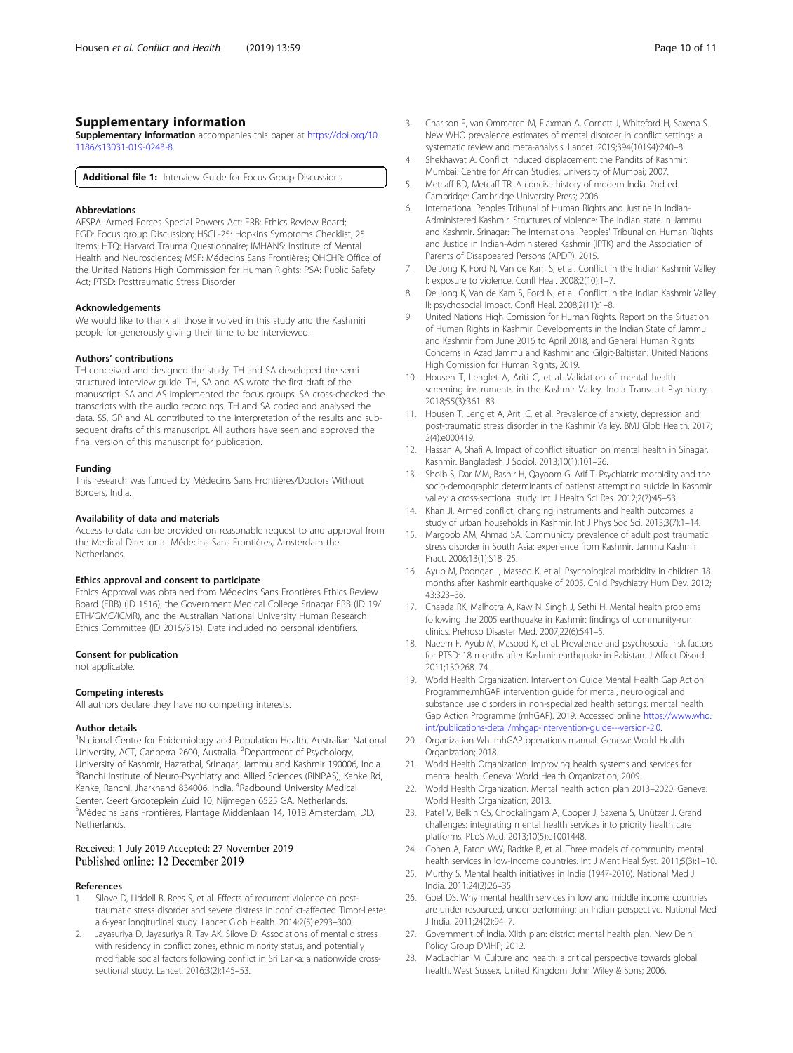## Supplementary information

**Supplementary information** accompanies this paper at https://doi.org/10.1186/s13031-019-0243-8.

**Additional file 1:** Interview Guide for Focus Group Discussions

### Abbreviations

AFSPA: Armed Forces Special Powers Act; ERB: Ethics Review Board; FGD: Focus group Discussion; HSCL-25: Hopkins Symptoms Checklist, 25 items; HTQ: Harvard Trauma Questionnaire; IMHANS: Institute of Mental Health and Neurosciences; MSF: Médecins Sans Frontières; OHCHR: Office of the United Nations High Commission for Human Rights; PSA: Public Safety Act; PTSD: Posttraumatic Stress Disorder

### Acknowledgements

We would like to thank all those involved in this study and the Kashmiri people for generously giving their time to be interviewed.

### Authors' contributions

TH conceived and designed the study. TH and SA developed the semi structured interview guide. TH, SA and AS wrote the first draft of the manuscript. SA and AS implemented the focus groups. SA cross-checked the transcripts with the audio recordings. TH and SA coded and analysed the data. SS, GP and AL contributed to the interpretation of the results and subsequent drafts of this manuscript. All authors have seen and approved the final version of this manuscript for publication.

### Funding

This research was funded by Médecins Sans Frontières/Doctors Without Borders, India.

### Availability of data and materials

Access to data can be provided on reasonable request to and approval from the Medical Director at Médecins Sans Frontières, Amsterdam the Netherlands.

### Ethics approval and consent to participate

Ethics Approval was obtained from Médecins Sans Frontières Ethics Review Board (ERB) (ID 1516), the Government Medical College Srinagar ERB (ID 19/ETH/GMC/ICMR), and the Australian National University Human Research Ethics Committee (ID 2015/516). Data included no personal identifiers.

### Consent for publication

not applicable.

### Competing interests

All authors declare they have no competing interests.

### Author details

[1]National Centre for Epidemiology and Population Health, Australian National University, ACT, Canberra 2600, Australia. [2]Department of Psychology, University of Kashmir, Hazratbal, Srinagar, Jammu and Kashmir 190006, India. [3]Ranchi Institute of Neuro-Psychiatry and Allied Sciences (RINPAS), Kanke Rd, Kanke, Ranchi, Jharkhand 834006, India. [4]Radbound University Medical Center, Geert Grooteplein Zuid 10, Nijmegen 6525 GA, Netherlands. [5]Médecins Sans Frontières, Plantage Middenlaan 14, 1018 Amsterdam, DD, Netherlands.

Received: 1 July 2019 Accepted: 27 November 2019
Published online: 12 December 2019

### References

1. Silove D, Liddell B, Rees S, et al. Effects of recurrent violence on post-traumatic stress disorder and severe distress in conflict-affected Timor-Leste: a 6-year longitudinal study. Lancet Glob Health. 2014;2(5):e293–300.
2. Jayasuriya D, Jayasuriya R, Tay AK, Silove D. Associations of mental distress with residency in conflict zones, ethnic minority status, and potentially modifiable social factors following conflict in Sri Lanka: a nationwide cross-sectional study. Lancet. 2016;3(2):145–53.
3. Charlson F, van Ommeren M, Flaxman A, Cornett J, Whiteford H, Saxena S. New WHO prevalence estimates of mental disorder in conflict settings: a systematic review and meta-analysis. Lancet. 2019;394(10194):240–8.
4. Shekhawat A. Conflict induced displacement: the Pandits of Kashmir. Mumbai: Centre for African Studies, University of Mumbai; 2007.
5. Metcaff BD, Metcaff TR. A concise history of modern India. 2nd ed. Cambridge: Cambridge University Press; 2006.
6. International Peoples Tribunal of Human Rights and Justine in Indian-Administered Kashmir. Structures of violence: The Indian state in Jammu and Kashmir. Srinagar: The International Peoples' Tribunal on Human Rights and Justice in Indian-Administered Kashmir (IPTK) and the Association of Parents of Disappeared Persons (APDP), 2015.
7. De Jong K, Ford N, Van de Kam S, et al. Conflict in the Indian Kashmir Valley I: exposure to violence. Confl Heal. 2008;2(10):1–7.
8. De Jong K, Van de Kam S, Ford N, et al. Conflict in the Indian Kashmir Valley II: psychosocial impact. Confl Heal. 2008;2(11):1–8.
9. United Nations High Comission for Human Rights. Report on the Situation of Human Rights in Kashmir: Developments in the Indian State of Jammu and Kashmir from June 2016 to April 2018, and General Human Rights Concerns in Azad Jammu and Kashmir and Gilgit-Baltistan: United Nations High Comission for Human Rights, 2019.
10. Housen T, Lenglet A, Ariti C, et al. Validation of mental health screening instruments in the Kashmir Valley. India Transcult Psychiatry. 2018;55(3):361–83.
11. Housen T, Lenglet A, Ariti C, et al. Prevalence of anxiety, depression and post-traumatic stress disorder in the Kashmir Valley. BMJ Glob Health. 2017; 2(4):e000419.
12. Hassan A, Shafi A. Impact of conflict situation on mental health in Sinagar, Kashmir. Bangladesh J Sociol. 2013;10(1):101–26.
13. Shoib S, Dar MM, Bashir H, Qayoom G, Arif T. Psychiatric morbidity and the socio-demographic determinants of patienst attempting suicide in Kashmir valley: a cross-sectional study. Int J Health Sci Res. 2012;2(7):45–53.
14. Khan JI. Armed conflict: changing instruments and health outcomes, a study of urban households in Kashmir. Int J Phys Soc Sci. 2013;3(7):1–14.
15. Margoob AM, Ahmad SA. Communicty prevalence of adult post traumatic stress disorder in South Asia: experience from Kashmir. Jammu Kashmir Pract. 2006;13(1):S18–25.
16. Ayub M, Poongan I, Massod K, et al. Psychological morbidity in children 18 months after Kashmir earthquake of 2005. Child Psychiatry Hum Dev. 2012; 43:323–36.
17. Chaada RK, Malhotra A, Kaw N, Singh J, Sethi H. Mental health problems following the 2005 earthquake in Kashmir: findings of community-run clinics. Prehosp Disaster Med. 2007;22(6):541–5.
18. Naeem F, Ayub M, Masood K, et al. Prevalence and psychosocial risk factors for PTSD: 18 months after Kashmir earthquake in Pakistan. J Affect Disord. 2011;130:268–74.
19. World Health Organization. Intervention Guide Mental Health Gap Action Programme.mhGAP intervention guide for mental, neurological and substance use disorders in non-specialized health settings: mental health Gap Action Programme (mhGAP). 2019. Accessed online https://www.who.int/publications-detail/mhgap-intervention-guide---version-2.0.
20. Organization Wh. mhGAP operations manual. Geneva: World Health Organization; 2018.
21. World Health Organization. Improving health systems and services for mental health. Geneva: World Health Organization; 2009.
22. World Health Organization. Mental health action plan 2013–2020. Geneva: World Health Organization; 2013.
23. Patel V, Belkin GS, Chockalingam A, Cooper J, Saxena S, Unützer J. Grand challenges: integrating mental health services into priority health care platforms. PLoS Med. 2013;10(5):e1001448.
24. Cohen A, Eaton WW, Radtke B, et al. Three models of community mental health services in low-income countries. Int J Ment Heal Syst. 2011;5(3):1–10.
25. Murthy S. Mental health initiatives in India (1947-2010). National Med J India. 2011;24(2):26–35.
26. Goel DS. Why mental health services in low and middle income countries are under resourced, under performing: an Indian perspective. National Med J India. 2011;24(2):94–7.
27. Government of India. XIIth plan: district mental health plan. New Delhi: Policy Group DMHP; 2012.
28. MacLachlan M. Culture and health: a critical perspective towards global health. West Sussex, United Kingdom: John Wiley & Sons; 2006.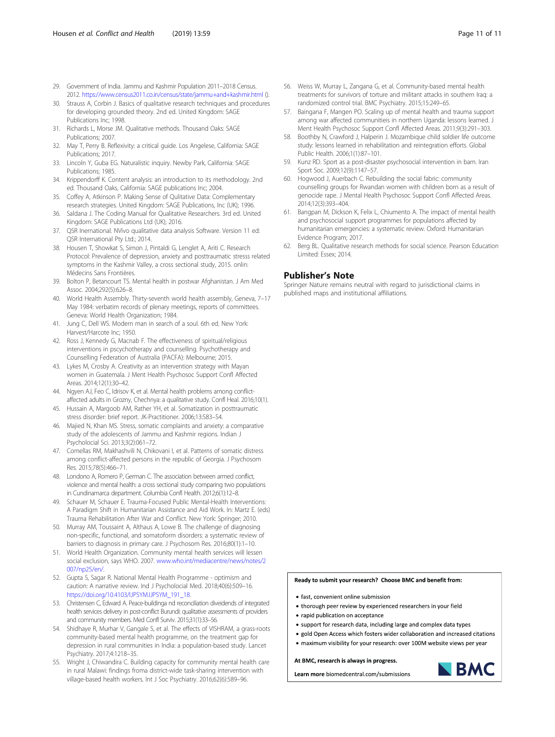29. Government of India. Jammu and Kashmir Population 2011–2018 Census. 2012. https://www.census2011.co.in/census/state/jammu+and+kashmir.html ().
30. Strauss A, Corbin J. Basics of qualitative research techniques and procedures for developing grounded theory. 2nd ed. United Kingdom: SAGE Publications Inc; 1998.
31. Richards L, Morse JM. Qualitative methods. Thousand Oaks: SAGE Publications; 2007.
32. May T, Perry B. Reflexivity: a critical guide. Los Angelese, California: SAGE Publications; 2017.
33. Lincoln Y, Guba EG. Naturalistic inquiry. Newby Park, California: SAGE Publications; 1985.
34. Krippendorff K. Content analysis: an introduction to its methodology. 2nd ed. Thousand Oaks, California: SAGE publications Inc; 2004.
35. Coffey A, Atkinson P. Making Sense of Qulitative Data: Complementary research strategies. United Kingdom: SAGE Publications, Inc (UK); 1996.
36. Saldana J. The Coding Manual for Qualitative Researchers. 3rd ed. United Kingdom: SAGE Publications Ltd (UK); 2016.
37. QSR Inernational. NVivo qualitative data analysis Software. Version 11 ed: QSR International Pty Ltd.; 2014.
38. Housen T, Showkat S, Simon J, Pintaldi G, Lenglet A, Ariti C. Research Protocol: Prevalence of depression, anxiety and posttraumatic stresss related symptoms in the Kashmir Valley, a cross sectional study, 2015. onlin: Médecins Sans Frontières.
39. Bolton P, Betancourt TS. Mental health in postwar Afghanistan. J Am Med Assoc. 2004;292(5):626–8.
40. World Health Assembly. Thirty-seventh world health assembly, Geneva, 7–17 May 1984: verbatim records of plenary meetings, reports of committees. Geneva: World Health Organization; 1984.
41. Jung C, Dell WS. Modern man in search of a soul. 6th ed. New York: Harvest/Harcote Inc; 1950.
42. Ross J, Kennedy G, Macnab F. The effectiveness of spiritual/religious interventions in pscychotherapy and counselling. Psychotherapy and Counselling Federation of Australia (PACFA): Melbourne; 2015.
43. Lykes M, Crosby A. Creativity as an intervention strategy with Mayan women in Guatemala. J Ment Health Psychosoc Support Confl Affected Areas. 2014;12(1):30–42.
44. Ngyen AJ, Feo C, Idrisov K, et al. Mental health problems among conflict-affected adults in Grozny, Chechnya: a qualitative study. Confl Heal. 2016;10(1).
45. Hussain A, Margoob AM, Rather YH, et al. Somatization in posttraumatic stress disorder: brief report. JK-Practitioner. 2006;13:S83–S4.
46. Majied N, Khan MS. Stress, somatic complaints and anxiety: a comparative study of the adolescents of Jammu and Kashmir regions. Indian J Psycholocial Sci. 2013;3(2):061–72.
47. Comellas RM, Makhashvili N, Chikovani I, et al. Patterns of somatic distress among conflict-affected persons in the republic of Georgia. J Psychosom Res. 2015;78(5):466–71.
48. Londono A, Romero P, German C. The association between armed conflict, violence and mental health: a cross sectional study comparing two populations in Cundinamarca department. Columbia Confl Health. 2012;6(1):12–8.
49. Schauer M, Schauer E. Trauma-Focused Public Mental-Health Interventions: A Paradigm Shift in Humanitarian Assistance and Aid Work. In: Martz E. (eds) Trauma Rehabilitation After War and Conflict. New York: Springer; 2010.
50. Murray AM, Toussaint A, Althaus A, Lowe B. The challenge of diagnosing non-specific, functional, and somatoform disorders: a systematic review of barriers to diagnosis in primary care. J Psychosom Res. 2016;80(1):1–10.
51. World Health Organization. Community mental health services will lessen social exclusion, says WHO. 2007. www.who.int/mediacentre/news/notes/2007/np25/en/.
52. Gupta S, Sagar R. National Mental Health Programme - optimism and caution: A narrative review. Ind J Psycholocial Med. 2018;40(6):509–16. https://doi.org/10.4103/IJPSYM.IJPSYM_191_18.
53. Christensen C, Edward A. Peace-buildinga nd reconciliation diveidends of integrated health services delivery in post-conflict Burundi: qualitative assessments of providers and community members. Med Confl Surviv. 2015;31(1):33–56.
54. Shidhaye R, Murhar V, Gangale S, et al. The effects of VISHRAM, a grass-roots community-based mental health programme, on the treatment gap for depression in rural communities in India: a population-based study. Lancet Psychiatry. 2017;4:1218–35.
55. Wright J, Chiwandira C. Building capacity for community mental health care in rural Malawi: findings froma district-wide task-sharing intervention with village-based health workers. Int J Soc Psychiatry. 2016;62(6):589–96.
56. Weiss W, Murray L, Zangana G, et al. Community-based mental health treatments for survivors of torture and militant attacks in southern Iraq: a randomized control trial. BMC Psychiatry. 2015;15:249–65.
57. Baingana F, Mangen PO. Scaling up of mental health and trauma support among war affected communitieis in northern Uganda: lessons learned. J Ment Health Psychosoc Support Confl Affected Areas. 2011;9(3):291–303.
58. Boothby N, Crawford J, Halperin J. Mozambique child soldier life outcome study: lessons learned in rehabilitation and reintegration efforts. Global Public Health. 2006;1(1):87–101.
59. Kunz RD. Sport as a post-disaster psychosocial intervention in bam. Iran Sport Soc. 2009;12(9):1147–57.
60. Hogwood J, Auerbach C. Rebuilding the social fabric: community counselling groups for Rwandan women with children born as a result of genocide rape. J Mental Health Psychosoc Support Confl Affected Areas. 2014;12(3):393–404.
61. Bangpan M, Dickson K, Felix L, Chiumento A. The impact of mental health and psychosocial support programmes for populations affected by humanitarian emergencies: a systematic review. Oxford: Humanitarian Evidence Program; 2017.
62. Berg BL. Qualitative research methods for social science. Pearson Education Limited: Essex; 2014.

## Publisher's Note

Springer Nature remains neutral with regard to jurisdictional claims in published maps and institutional affiliations.

**Ready to submit your research? Choose BMC and benefit from:**

- fast, convenient online submission
- thorough peer review by experienced researchers in your field
- rapid publication on acceptance
- support for research data, including large and complex data types
- gold Open Access which fosters wider collaboration and increased citations
- maximum visibility for your research: over 100M website views per year

**At BMC, research is always in progress.**

**Learn more** biomedcentral.com/submissions